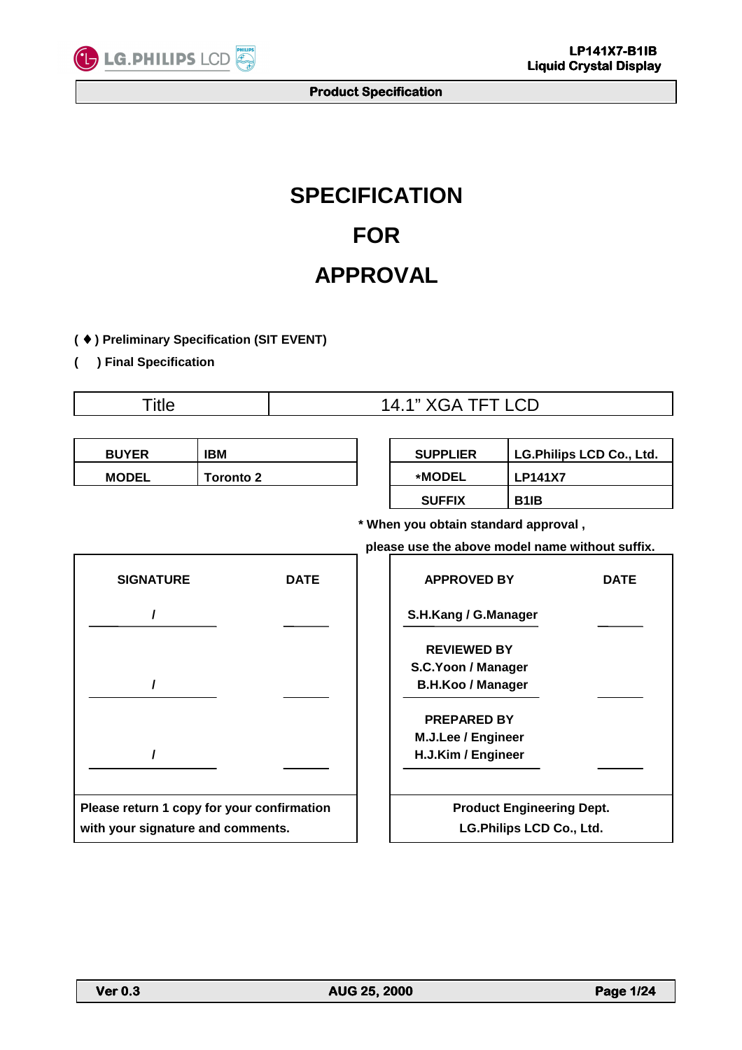# SPECIFICATION

# FOR

# APPROVAL

**( ♦ ) Preliminary Specification (SIT EVENT)**

**(   ) Final Specification**

| Title | 14.1" XGA TFT LCD |
|---|---|

| BUYER | IBM |
|---|---|
| MODEL | Toronto 2 |

| SUPPLIER | LG.Philips LCD Co., Ltd. |
|---|---|
| *MODEL | LP141X7 |
| SUFFIX | B1IB |

**\* When you obtain standard approval , please use the above model name without suffix.**

| SIGNATURE | DATE |
|---|---|
| / | |
| / | |
| / | |

Please return 1 copy for your confirmation with your signature and comments.

| APPROVED BY | DATE |
|---|---|
| S.H.Kang / G.Manager | |
| REVIEWED BY<br>S.C.Yoon / Manager<br>B.H.Koo / Manager | |
| PREPARED BY<br>M.J.Lee / Engineer<br>H.J.Kim / Engineer | |

Product Engineering Dept.
LG.Philips LCD Co., Ltd.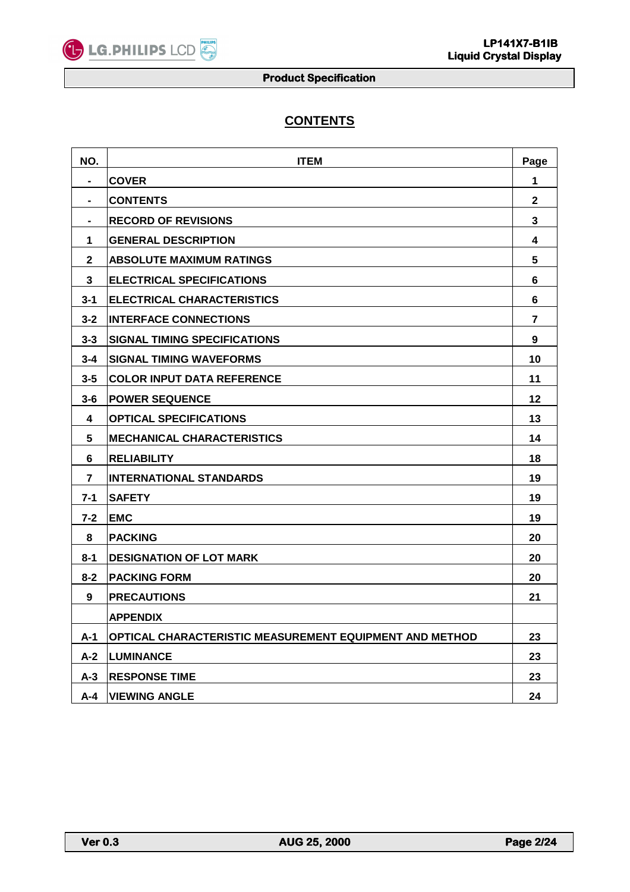# CONTENTS

| NO. | ITEM | Page |
|---|---|---|
| - | COVER | 1 |
| - | CONTENTS | 2 |
| - | RECORD OF REVISIONS | 3 |
| 1 | GENERAL DESCRIPTION | 4 |
| 2 | ABSOLUTE MAXIMUM RATINGS | 5 |
| 3 | ELECTRICAL SPECIFICATIONS | 6 |
| 3-1 | ELECTRICAL CHARACTERISTICS | 6 |
| 3-2 | INTERFACE CONNECTIONS | 7 |
| 3-3 | SIGNAL TIMING SPECIFICATIONS | 9 |
| 3-4 | SIGNAL TIMING WAVEFORMS | 10 |
| 3-5 | COLOR INPUT DATA REFERENCE | 11 |
| 3-6 | POWER SEQUENCE | 12 |
| 4 | OPTICAL SPECIFICATIONS | 13 |
| 5 | MECHANICAL CHARACTERISTICS | 14 |
| 6 | RELIABILITY | 18 |
| 7 | INTERNATIONAL STANDARDS | 19 |
| 7-1 | SAFETY | 19 |
| 7-2 | EMC | 19 |
| 8 | PACKING | 20 |
| 8-1 | DESIGNATION OF LOT MARK | 20 |
| 8-2 | PACKING FORM | 20 |
| 9 | PRECAUTIONS | 21 |
| | APPENDIX | |
| A-1 | OPTICAL CHARACTERISTIC MEASUREMENT EQUIPMENT AND METHOD | 23 |
| A-2 | LUMINANCE | 23 |
| A-3 | RESPONSE TIME | 23 |
| A-4 | VIEWING ANGLE | 24 |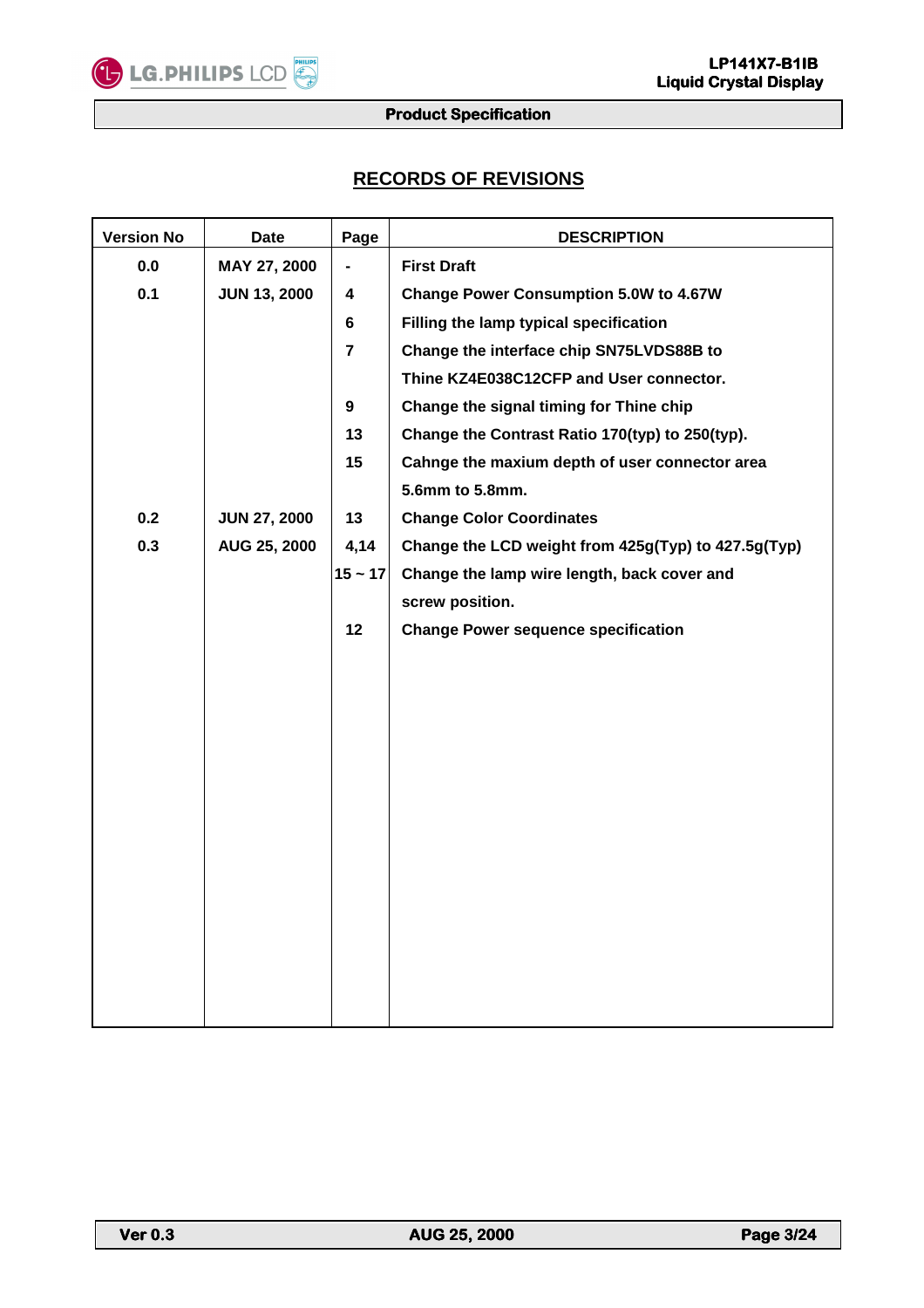## RECORDS OF REVISIONS

| Version No | Date | Page | DESCRIPTION |
|---|---|---|---|
| 0.0 | MAY 27, 2000 | - | First Draft |
| 0.1 | JUN 13, 2000 | 4 | Change Power Consumption 5.0W to 4.67W |
| | | 6 | Filling the lamp typical specification |
| | | 7 | Change the interface chip SN75LVDS88B to Thine KZ4E038C12CFP and User connector. |
| | | 9 | Change the signal timing for Thine chip |
| | | 13 | Change the Contrast Ratio 170(typ) to 250(typ). |
| | | 15 | Cahnge the maxium depth of user connector area 5.6mm to 5.8mm. |
| 0.2 | JUN 27, 2000 | 13 | Change Color Coordinates |
| 0.3 | AUG 25, 2000 | 4,14 | Change the LCD weight from 425g(Typ) to 427.5g(Typ) |
| | | 15 ~ 17 | Change the lamp wire length, back cover and screw position. |
| | | 12 | Change Power sequence specification |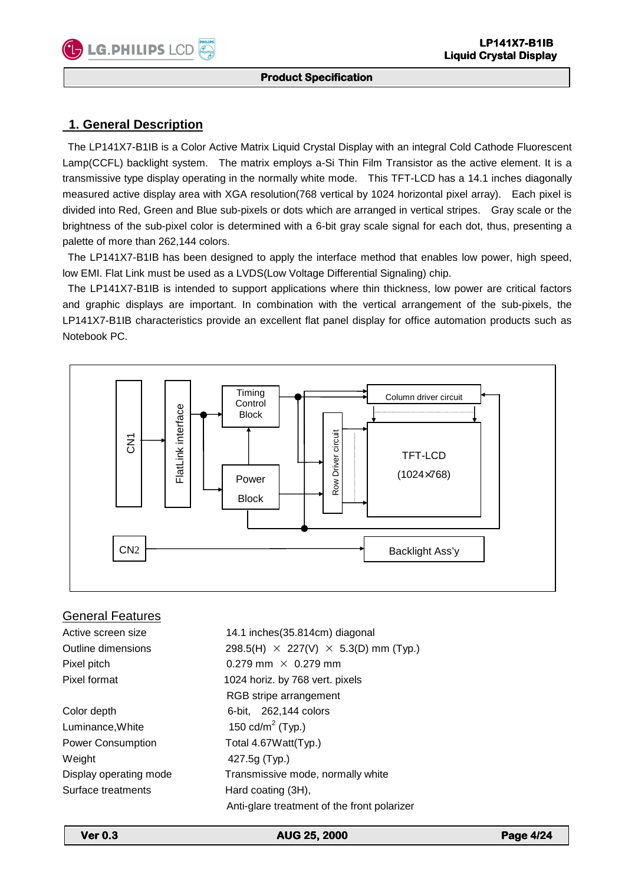## 1. General Description

The LP141X7-B1IB is a Color Active Matrix Liquid Crystal Display with an integral Cold Cathode Fluorescent Lamp(CCFL) backlight system. The matrix employs a-Si Thin Film Transistor as the active element. It is a transmissive type display operating in the normally white mode. This TFT-LCD has a 14.1 inches diagonally measured active display area with XGA resolution(768 vertical by 1024 horizontal pixel array). Each pixel is divided into Red, Green and Blue sub-pixels or dots which are arranged in vertical stripes. Gray scale or the brightness of the sub-pixel color is determined with a 6-bit gray scale signal for each dot, thus, presenting a palette of more than 262,144 colors.

The LP141X7-B1IB has been designed to apply the interface method that enables low power, high speed, low EMI. Flat Link must be used as a LVDS(Low Voltage Differential Signaling) chip.

The LP141X7-B1IB is intended to support applications where thin thickness, low power are critical factors and graphic displays are important. In combination with the vertical arrangement of the sub-pixels, the LP141X7-B1IB characteristics provide an excellent flat panel display for office automation products such as Notebook PC.

CN1 → FlatLink interface → Timing Control Block / Power Block → Column driver circuit / Row Driver circuit → TFT-LCD (1024×768)

CN2 → Backlight Ass'y

### General Features

| | |
|---|---|
| Active screen size | 14.1 inches(35.814cm) diagonal |
| Outline dimensions | 298.5(H) × 227(V) × 5.3(D) mm (Typ.) |
| Pixel pitch | 0.279 mm × 0.279 mm |
| Pixel format | 1024 horiz. by 768 vert. pixels |
| | RGB stripe arrangement |
| Color depth | 6-bit, 262,144 colors |
| Luminance,White | 150 cd/m$^2$ (Typ.) |
| Power Consumption | Total 4.67Watt(Typ.) |
| Weight | 427.5g (Typ.) |
| Display operating mode | Transmissive mode, normally white |
| Surface treatments | Hard coating (3H), |
| | Anti-glare treatment of the front polarizer |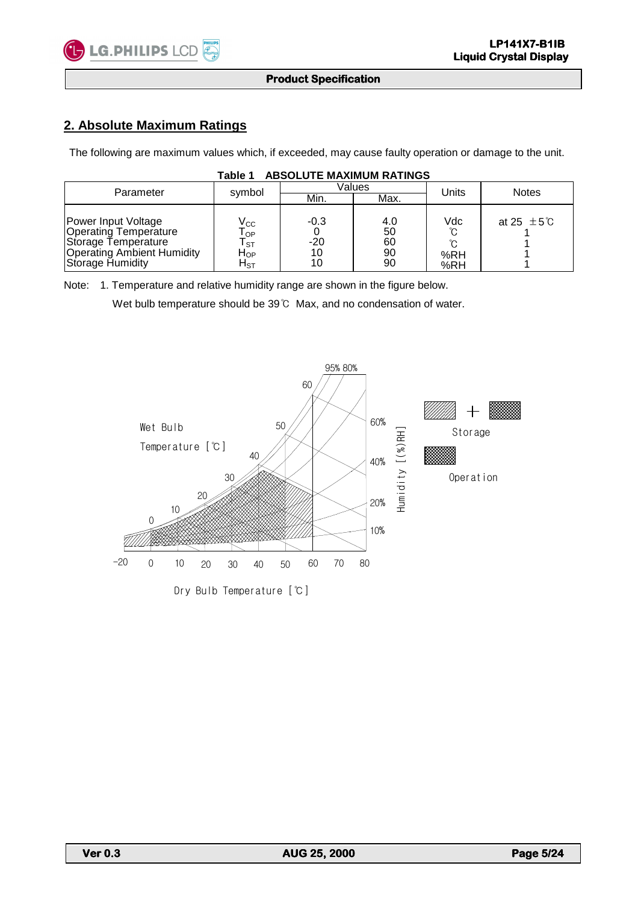## 2. Absolute Maximum Ratings

The following are maximum values which, if exceeded, may cause faulty operation or damage to the unit.

**Table 1 ABSOLUTE MAXIMUM RATINGS**

| Parameter | symbol | Values | | Units | Notes |
|---|---|---|---|---|---|
| | | Min. | Max. | | |
| Power Input Voltage | $V_{CC}$ | -0.3 | 4.0 | Vdc | at 25 ±5℃ |
| Operating Temperature | $T_{OP}$ | 0 | 50 | ℃ | 1 |
| Storage Temperature | $T_{ST}$ | -20 | 60 | ℃ | 1 |
| Operating Ambient Humidity | $H_{OP}$ | 10 | 90 | %RH | 1 |
| Storage Humidity | $H_{ST}$ | 10 | 90 | %RH | 1 |

Note: 1. Temperature and relative humidity range are shown in the figure below.

Wet bulb temperature should be 39℃ Max, and no condensation of water.

Wet Bulb Temperature [℃]

Humidity [(%)RH]

Storage

Operation

Dry Bulb Temperature [℃]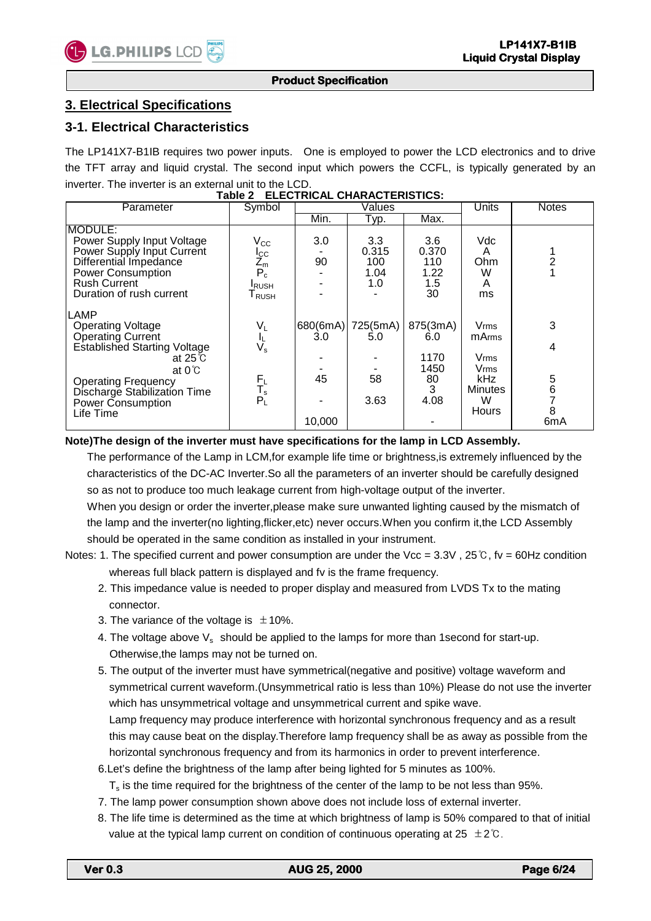## 3. Electrical Specifications

### 3-1. Electrical Characteristics

The LP141X7-B1IB requires two power inputs. One is employed to power the LCD electronics and to drive the TFT array and liquid crystal. The second input which powers the CCFL, is typically generated by an inverter. The inverter is an external unit to the LCD.

**Table 2 ELECTRICAL CHARACTERISTICS:**

| Parameter | Symbol | Values | | | Units | Notes |
|---|---|---|---|---|---|---|
| | | Min. | Typ. | Max. | | |
| MODULE: | | | | | | |
| Power Supply Input Voltage | $V_{CC}$ | 3.0 | 3.3 | 3.6 | Vdc | |
| Power Supply Input Current | $I_{CC}$ | - | 0.315 | 0.370 | A | 1 |
| Differential Impedance | $Z_m$ | 90 | 100 | 110 | Ohm | 2 |
| Power Consumption | $P_c$ | - | 1.04 | 1.22 | W | 1 |
| Rush Current | $I_{RUSH}$ | - | 1.0 | 1.5 | A | |
| Duration of rush current | $T_{RUSH}$ | - | - | 30 | ms | |
| LAMP | | | | | | |
| Operating Voltage | $V_L$ | 680(6mA) | 725(5mA) | 875(3mA) | Vrms | 3 |
| Operating Current | $I_L$ | 3.0 | 5.0 | 6.0 | mArms | |
| Established Starting Voltage | $V_s$ | | | | | 4 |
| at 25℃ | | - | - | 1170 | Vrms | |
| at 0℃ | | - | - | 1450 | Vrms | |
| Operating Frequency | $F_L$ | 45 | 58 | 80 | kHz | 5 |
| Discharge Stabilization Time | $T_s$ | | | 3 | Minutes | 6 |
| Power Consumption | $P_L$ | - | 3.63 | 4.08 | W | 7 |
| Life Time | | 10,000 | | - | Hours | 8<br>6mA |

**Note)The design of the inverter must have specifications for the lamp in LCD Assembly.**

The performance of the Lamp in LCM,for example life time or brightness,is extremely influenced by the characteristics of the DC-AC Inverter.So all the parameters of an inverter should be carefully designed so as not to produce too much leakage current from high-voltage output of the inverter.

When you design or order the inverter,please make sure unwanted lighting caused by the mismatch of the lamp and the inverter(no lighting,flicker,etc) never occurs.When you confirm it,the LCD Assembly should be operated in the same condition as installed in your instrument.

Notes: 1. The specified current and power consumption are under the Vcc = 3.3V , 25℃, fv = 60Hz condition whereas full black pattern is displayed and fv is the frame frequency.

2. This impedance value is needed to proper display and measured from LVDS Tx to the mating connector.
3. The variance of the voltage is ±10%.
4. The voltage above $V_s$ should be applied to the lamps for more than 1second for start-up. Otherwise,the lamps may not be turned on.
5. The output of the inverter must have symmetrical(negative and positive) voltage waveform and symmetrical current waveform.(Unsymmetrical ratio is less than 10%) Please do not use the inverter which has unsymmetrical voltage and unsymmetrical current and spike wave.
   Lamp frequency may produce interference with horizontal synchronous frequency and as a result this may cause beat on the display.Therefore lamp frequency shall be as away as possible from the horizontal synchronous frequency and from its harmonics in order to prevent interference.
6. Let's define the brightness of the lamp after being lighted for 5 minutes as 100%.
   $T_s$ is the time required for the brightness of the center of the lamp to be not less than 95%.
7. The lamp power consumption shown above does not include loss of external inverter.
8. The life time is determined as the time at which brightness of lamp is 50% compared to that of initial value at the typical lamp current on condition of continuous operating at 25 ±2℃.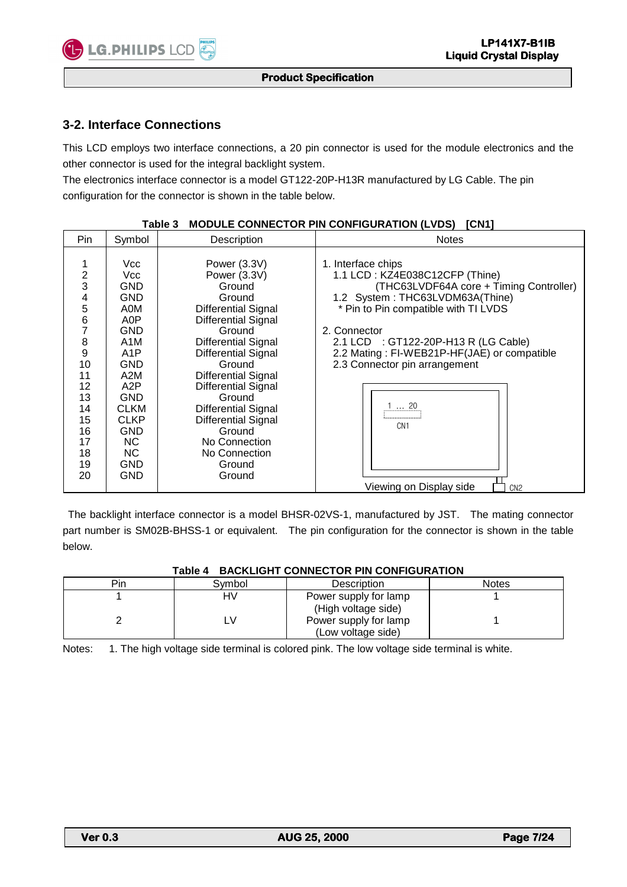## 3-2. Interface Connections

This LCD employs two interface connections, a 20 pin connector is used for the module electronics and the other connector is used for the integral backlight system.

The electronics interface connector is a model GT122-20P-H13R manufactured by LG Cable. The pin configuration for the connector is shown in the table below.

**Table 3 MODULE CONNECTOR PIN CONFIGURATION (LVDS) [CN1]**

| Pin | Symbol | Description | Notes |
|---|---|---|---|
| 1 | Vcc | Power (3.3V) | 1. Interface chips |
| 2 | Vcc | Power (3.3V) | 1.1 LCD : KZ4E038C12CFP (Thine) |
| 3 | GND | Ground | (THC63LVDF64A core + Timing Controller) |
| 4 | GND | Ground | 1.2 System : THC63LVDM63A(Thine) |
| 5 | A0M | Differential Signal | * Pin to Pin compatible with TI LVDS |
| 6 | A0P | Differential Signal | |
| 7 | GND | Ground | 2. Connector |
| 8 | A1M | Differential Signal | 2.1 LCD : GT122-20P-H13 R (LG Cable) |
| 9 | A1P | Differential Signal | 2.2 Mating : FI-WEB21P-HF(JAE) or compatible |
| 10 | GND | Ground | 2.3 Connector pin arrangement |
| 11 | A2M | Differential Signal | |
| 12 | A2P | Differential Signal | |
| 13 | GND | Ground | 1 ... 20 |
| 14 | CLKM | Differential Signal | CN1 |
| 15 | CLKP | Differential Signal | |
| 16 | GND | Ground | |
| 17 | NC | No Connection | |
| 18 | NC | No Connection | |
| 19 | GND | Ground | |
| 20 | GND | Ground | Viewing on Display side CN2 |

The backlight interface connector is a model BHSR-02VS-1, manufactured by JST. The mating connector part number is SM02B-BHSS-1 or equivalent. The pin configuration for the connector is shown in the table below.

**Table 4 BACKLIGHT CONNECTOR PIN CONFIGURATION**

| Pin | Symbol | Description | Notes |
|---|---|---|---|
| 1 | HV | Power supply for lamp (High voltage side) | 1 |
| 2 | LV | Power supply for lamp (Low voltage side) | 1 |

Notes: 1. The high voltage side terminal is colored pink. The low voltage side terminal is white.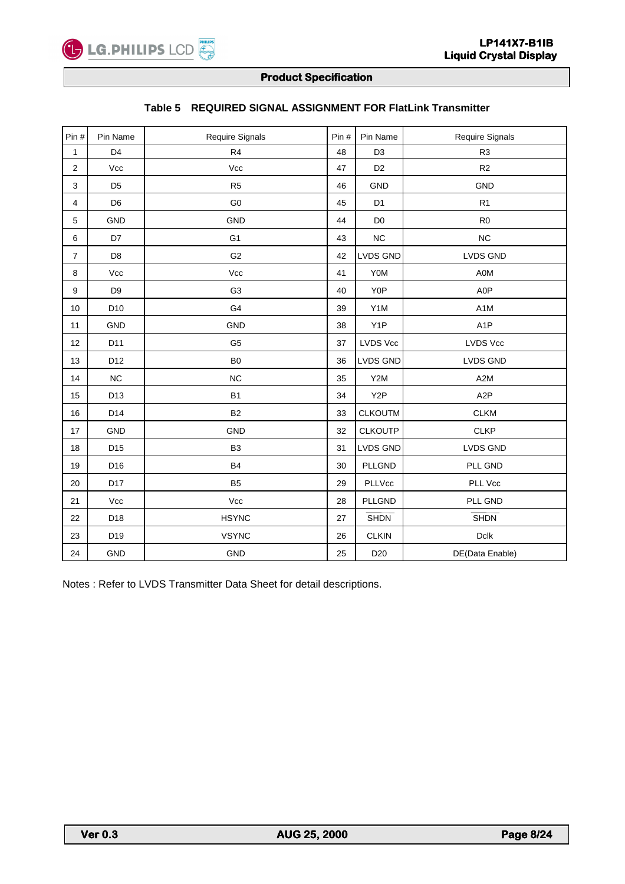### Table 5 REQUIRED SIGNAL ASSIGNMENT FOR FlatLink Transmitter

| Pin # | Pin Name | Require Signals | Pin # | Pin Name | Require Signals |
|---|---|---|---|---|---|
| 1 | D4 | R4 | 48 | D3 | R3 |
| 2 | Vcc | Vcc | 47 | D2 | R2 |
| 3 | D5 | R5 | 46 | GND | GND |
| 4 | D6 | G0 | 45 | D1 | R1 |
| 5 | GND | GND | 44 | D0 | R0 |
| 6 | D7 | G1 | 43 | NC | NC |
| 7 | D8 | G2 | 42 | LVDS GND | LVDS GND |
| 8 | Vcc | Vcc | 41 | Y0M | A0M |
| 9 | D9 | G3 | 40 | Y0P | A0P |
| 10 | D10 | G4 | 39 | Y1M | A1M |
| 11 | GND | GND | 38 | Y1P | A1P |
| 12 | D11 | G5 | 37 | LVDS Vcc | LVDS Vcc |
| 13 | D12 | B0 | 36 | LVDS GND | LVDS GND |
| 14 | NC | NC | 35 | Y2M | A2M |
| 15 | D13 | B1 | 34 | Y2P | A2P |
| 16 | D14 | B2 | 33 | CLKOUTM | CLKM |
| 17 | GND | GND | 32 | CLKOUTP | CLKP |
| 18 | D15 | B3 | 31 | LVDS GND | LVDS GND |
| 19 | D16 | B4 | 30 | PLLGND | PLL GND |
| 20 | D17 | B5 | 29 | PLLVcc | PLL Vcc |
| 21 | Vcc | Vcc | 28 | PLLGND | PLL GND |
| 22 | D18 | HSYNC | 27 | $\overline{\text{SHDN}}$ | $\overline{\text{SHDN}}$ |
| 23 | D19 | VSYNC | 26 | CLKIN | Dclk |
| 24 | GND | GND | 25 | D20 | DE(Data Enable) |

Notes : Refer to LVDS Transmitter Data Sheet for detail descriptions.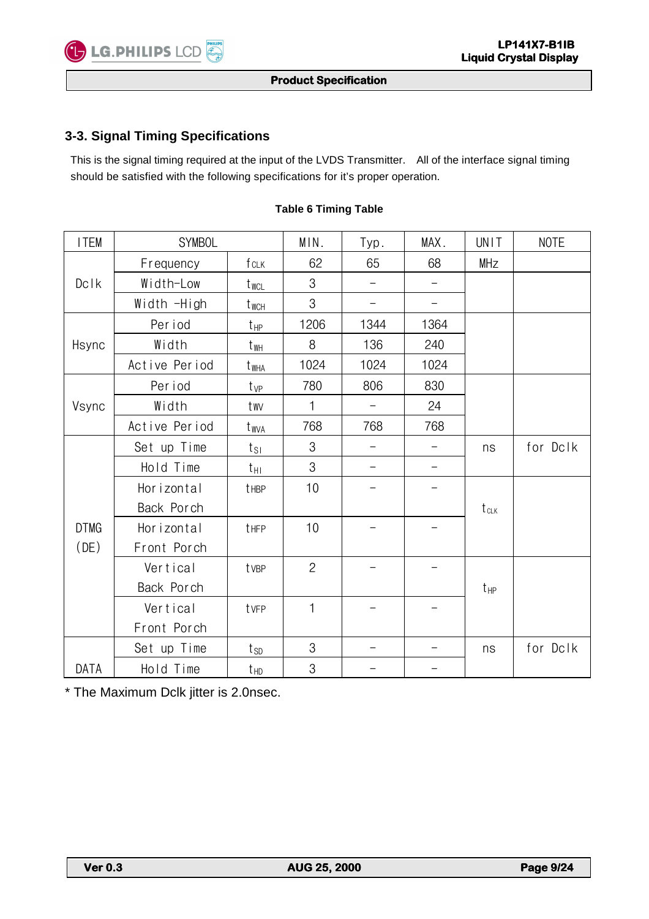## 3-3. Signal Timing Specifications

This is the signal timing required at the input of the LVDS Transmitter. All of the interface signal timing should be satisfied with the following specifications for it's proper operation.

**Table 6 Timing Table**

| ITEM | SYMBOL | | MIN. | Typ. | MAX. | UNIT | NOTE |
|---|---|---|---|---|---|---|---|
| Dclk | Frequency | $f_{CLK}$ | 62 | 65 | 68 | MHz | |
| | Width-Low | $t_{WCL}$ | 3 | - | - | | |
| | Width -High | $t_{WCH}$ | 3 | - | - | | |
| Hsync | Period | $t_{HP}$ | 1206 | 1344 | 1364 | | |
| | Width | $t_{WH}$ | 8 | 136 | 240 | | |
| | Active Period | $t_{WHA}$ | 1024 | 1024 | 1024 | | |
| Vsync | Period | $t_{VP}$ | 780 | 806 | 830 | | |
| | Width | $t_{WV}$ | 1 | - | 24 | | |
| | Active Period | $t_{WVA}$ | 768 | 768 | 768 | | |
| DTMG (DE) | Set up Time | $t_{SI}$ | 3 | - | - | ns | for Dclk |
| | Hold Time | $t_{HI}$ | 3 | - | - | | |
| | Horizontal Back Porch | $t_{HBP}$ | 10 | - | - | $t_{CLK}$ | |
| | Horizontal Front Porch | $t_{HFP}$ | 10 | - | - | | |
| | Vertical Back Porch | $t_{VBP}$ | 2 | - | - | $t_{HP}$ | |
| | Vertical Front Porch | $t_{VFP}$ | 1 | - | - | | |
| DATA | Set up Time | $t_{SD}$ | 3 | - | - | ns | for Dclk |
| | Hold Time | $t_{HD}$ | 3 | - | - | | |

* The Maximum Dclk jitter is 2.0nsec.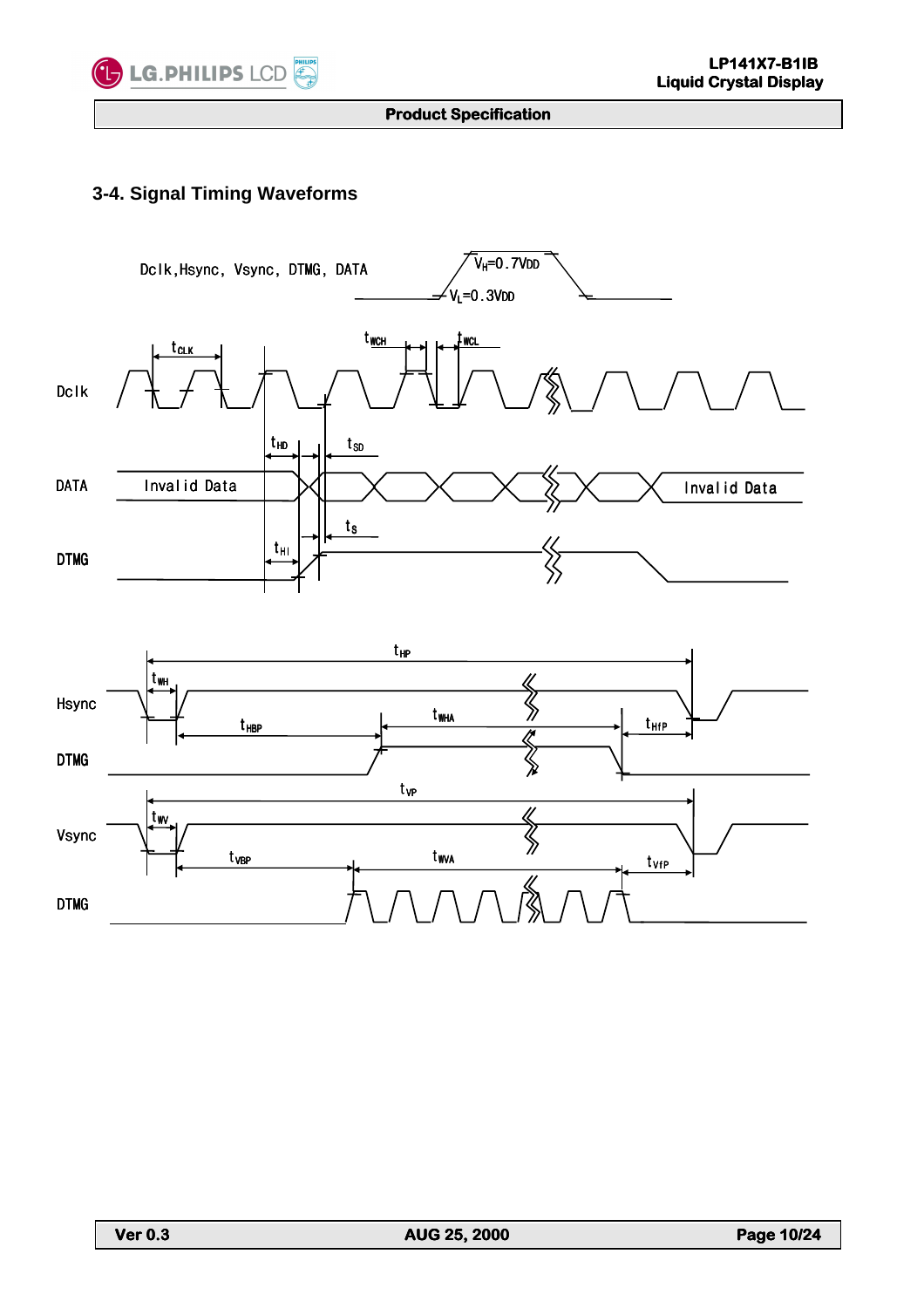## 3-4. Signal Timing Waveforms

Dclk, Hsync, Vsync, DTMG, DATA

$V_H$=0.7VDD

$V_L$=0.3VDD

Dclk

$t_{CLK}$ $t_{WCH}$ $t_{WCL}$

$t_{HD}$ $t_{SD}$

DATA

Invalid Data

Invalid Data

$t_{HI}$ $t_S$

DTMG

$t_{HP}$

Hsync

$t_{WH}$

$t_{HBP}$ $t_{WHA}$ $t_{HfP}$

DTMG

$t_{VP}$

Vsync

$t_{WV}$

$t_{VBP}$ $t_{WVA}$ $t_{VfP}$

DTMG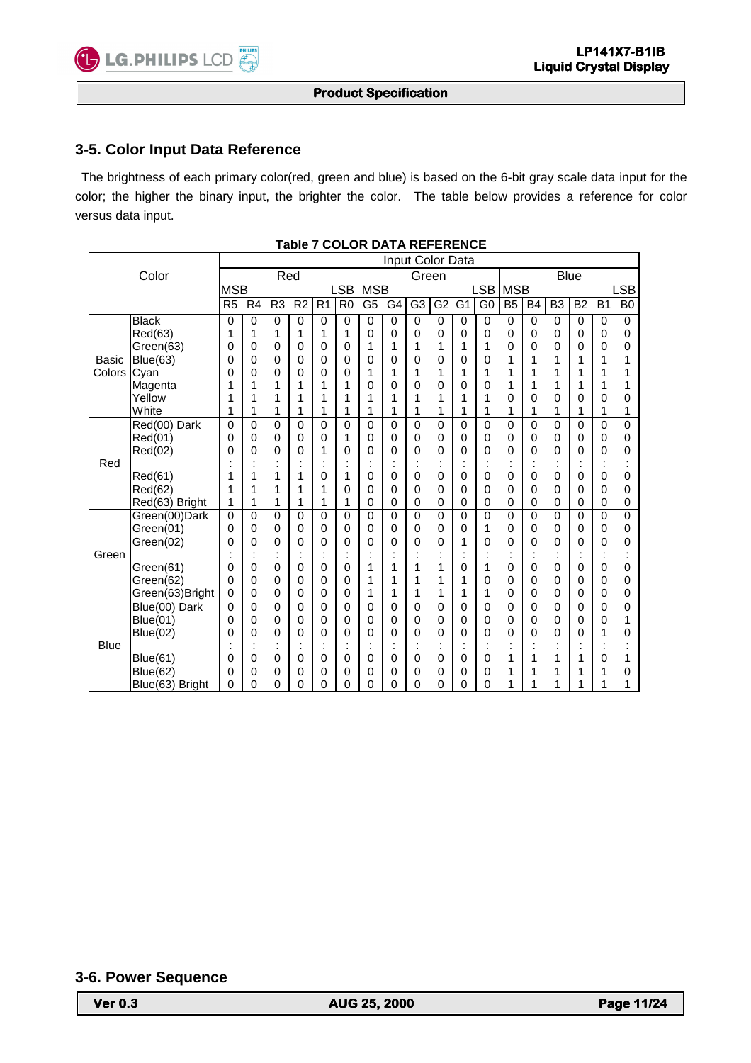## 3-5. Color Input Data Reference

The brightness of each primary color(red, green and blue) is based on the 6-bit gray scale data input for the color; the higher the binary input, the brighter the color. The table below provides a reference for color versus data input.

**Table 7 COLOR DATA REFERENCE**

| Color | | Input Color Data | | | | | | | | | | | | | | | | | |
|---|---|---|---|---|---|---|---|---|---|---|---|---|---|---|---|---|---|---|---|
| | | Red | | | | | | Green | | | | | | Blue | | | | | |
| | | MSB | | | | | LSB | MSB | | | | | LSB | MSB | | | | | LSB |
| | | R5 | R4 | R3 | R2 | R1 | R0 | G5 | G4 | G3 | G2 | G1 | G0 | B5 | B4 | B3 | B2 | B1 | B0 |
| Basic Colors | Black | 0 | 0 | 0 | 0 | 0 | 0 | 0 | 0 | 0 | 0 | 0 | 0 | 0 | 0 | 0 | 0 | 0 | 0 |
| | Red(63) | 1 | 1 | 1 | 1 | 1 | 1 | 0 | 0 | 0 | 0 | 0 | 0 | 0 | 0 | 0 | 0 | 0 | 0 |
| | Green(63) | 0 | 0 | 0 | 0 | 0 | 0 | 1 | 1 | 1 | 1 | 1 | 1 | 0 | 0 | 0 | 0 | 0 | 0 |
| | Blue(63) | 0 | 0 | 0 | 0 | 0 | 0 | 0 | 0 | 0 | 0 | 0 | 0 | 1 | 1 | 1 | 1 | 1 | 1 |
| | Cyan | 0 | 0 | 0 | 0 | 0 | 0 | 1 | 1 | 1 | 1 | 1 | 1 | 1 | 1 | 1 | 1 | 1 | 1 |
| | Magenta | 1 | 1 | 1 | 1 | 1 | 1 | 0 | 0 | 0 | 0 | 0 | 0 | 1 | 1 | 1 | 1 | 1 | 1 |
| | Yellow | 1 | 1 | 1 | 1 | 1 | 1 | 1 | 1 | 1 | 1 | 1 | 1 | 0 | 0 | 0 | 0 | 0 | 0 |
| | White | 1 | 1 | 1 | 1 | 1 | 1 | 1 | 1 | 1 | 1 | 1 | 1 | 1 | 1 | 1 | 1 | 1 | 1 |
| Red | Red(00) Dark | 0 | 0 | 0 | 0 | 0 | 0 | 0 | 0 | 0 | 0 | 0 | 0 | 0 | 0 | 0 | 0 | 0 | 0 |
| | Red(01) | 0 | 0 | 0 | 0 | 0 | 1 | 0 | 0 | 0 | 0 | 0 | 0 | 0 | 0 | 0 | 0 | 0 | 0 |
| | Red(02) | 0 | 0 | 0 | 0 | 1 | 0 | 0 | 0 | 0 | 0 | 0 | 0 | 0 | 0 | 0 | 0 | 0 | 0 |
| | : | : | : | : | : | : | : | : | : | : | : | : | : | : | : | : | : | : | : |
| | Red(61) | 1 | 1 | 1 | 1 | 0 | 1 | 0 | 0 | 0 | 0 | 0 | 0 | 0 | 0 | 0 | 0 | 0 | 0 |
| | Red(62) | 1 | 1 | 1 | 1 | 1 | 0 | 0 | 0 | 0 | 0 | 0 | 0 | 0 | 0 | 0 | 0 | 0 | 0 |
| | Red(63) Bright | 1 | 1 | 1 | 1 | 1 | 1 | 0 | 0 | 0 | 0 | 0 | 0 | 0 | 0 | 0 | 0 | 0 | 0 |
| Green | Green(00)Dark | 0 | 0 | 0 | 0 | 0 | 0 | 0 | 0 | 0 | 0 | 0 | 0 | 0 | 0 | 0 | 0 | 0 | 0 |
| | Green(01) | 0 | 0 | 0 | 0 | 0 | 0 | 0 | 0 | 0 | 0 | 0 | 1 | 0 | 0 | 0 | 0 | 0 | 0 |
| | Green(02) | 0 | 0 | 0 | 0 | 0 | 0 | 0 | 0 | 0 | 0 | 1 | 0 | 0 | 0 | 0 | 0 | 0 | 0 |
| | : | : | : | : | : | : | : | : | : | : | : | : | : | : | : | : | : | : | : |
| | Green(61) | 0 | 0 | 0 | 0 | 0 | 0 | 1 | 1 | 1 | 1 | 0 | 1 | 0 | 0 | 0 | 0 | 0 | 0 |
| | Green(62) | 0 | 0 | 0 | 0 | 0 | 0 | 1 | 1 | 1 | 1 | 1 | 0 | 0 | 0 | 0 | 0 | 0 | 0 |
| | Green(63)Bright | 0 | 0 | 0 | 0 | 0 | 0 | 1 | 1 | 1 | 1 | 1 | 1 | 0 | 0 | 0 | 0 | 0 | 0 |
| Blue | Blue(00) Dark | 0 | 0 | 0 | 0 | 0 | 0 | 0 | 0 | 0 | 0 | 0 | 0 | 0 | 0 | 0 | 0 | 0 | 0 |
| | Blue(01) | 0 | 0 | 0 | 0 | 0 | 0 | 0 | 0 | 0 | 0 | 0 | 0 | 0 | 0 | 0 | 0 | 0 | 1 |
| | Blue(02) | 0 | 0 | 0 | 0 | 0 | 0 | 0 | 0 | 0 | 0 | 0 | 0 | 0 | 0 | 0 | 0 | 1 | 0 |
| | : | : | : | : | : | : | : | : | : | : | : | : | : | : | : | : | : | : | : |
| | Blue(61) | 0 | 0 | 0 | 0 | 0 | 0 | 0 | 0 | 0 | 0 | 0 | 0 | 1 | 1 | 1 | 1 | 0 | 1 |
| | Blue(62) | 0 | 0 | 0 | 0 | 0 | 0 | 0 | 0 | 0 | 0 | 0 | 0 | 1 | 1 | 1 | 1 | 1 | 0 |
| | Blue(63) Bright | 0 | 0 | 0 | 0 | 0 | 0 | 0 | 0 | 0 | 0 | 0 | 0 | 1 | 1 | 1 | 1 | 1 | 1 |

## 3-6. Power Sequence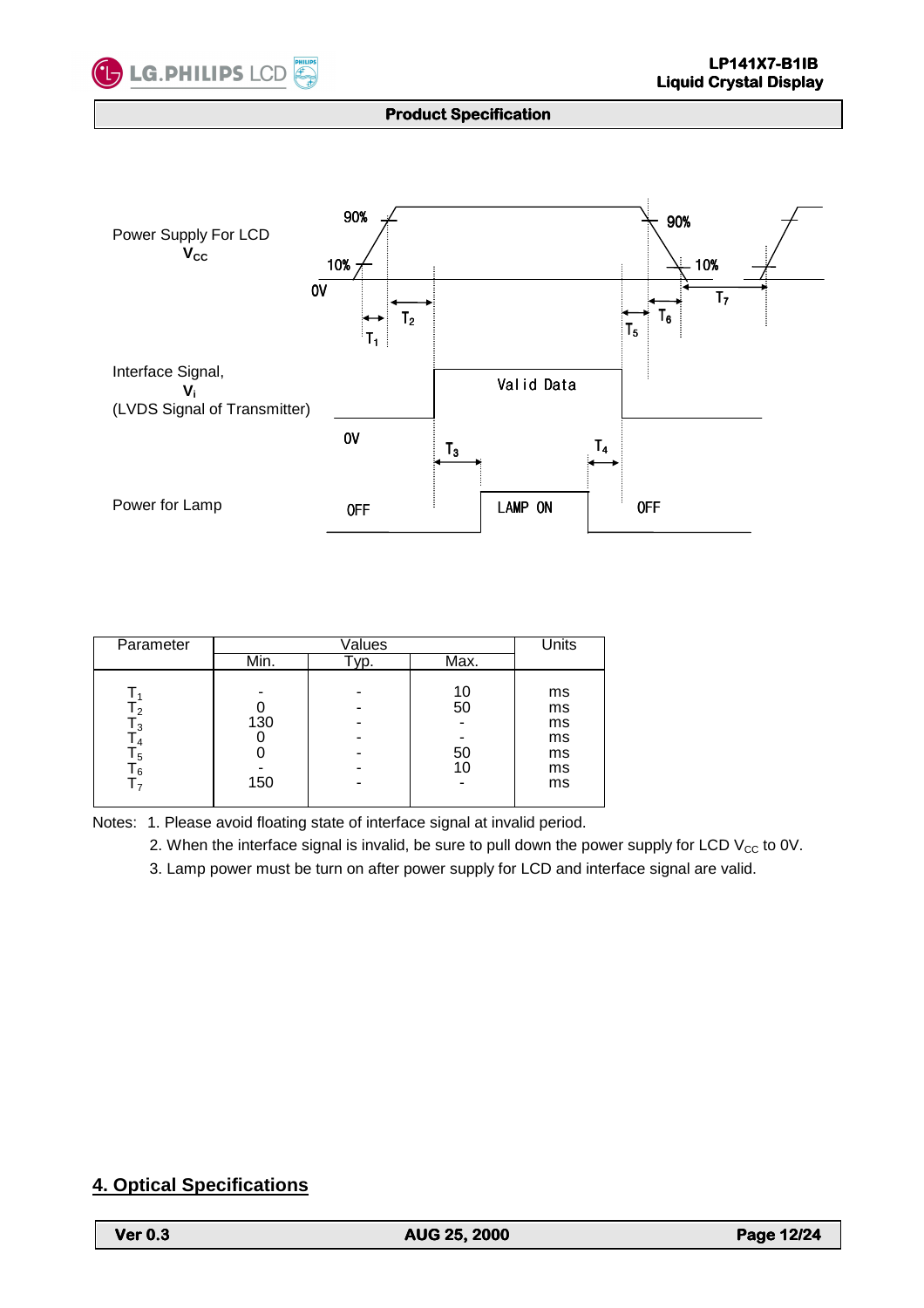Power Supply For LCD
$V_{CC}$

90% 10% 0V 90% 10%

$T_1$ $T_2$ $T_5$ $T_6$ $T_7$

Interface Signal,
$V_i$
(LVDS Signal of Transmitter)

Valid Data

0V $T_3$ $T_4$

Power for Lamp

OFF LAMP ON OFF

| Parameter | Values | | | Units |
|---|---|---|---|---|
| | Min. | Typ. | Max. | |
| $T_1$ | - | - | 10 | ms |
| $T_2$ | 0 | - | 50 | ms |
| $T_3$ | 130 | - | - | ms |
| $T_4$ | 0 | - | - | ms |
| $T_5$ | 0 | - | 50 | ms |
| $T_6$ | - | - | 10 | ms |
| $T_7$ | 150 | - | - | ms |

Notes: 1. Please avoid floating state of interface signal at invalid period.

2. When the interface signal is invalid, be sure to pull down the power supply for LCD $V_{CC}$ to 0V.

3. Lamp power must be turn on after power supply for LCD and interface signal are valid.

## 4. Optical Specifications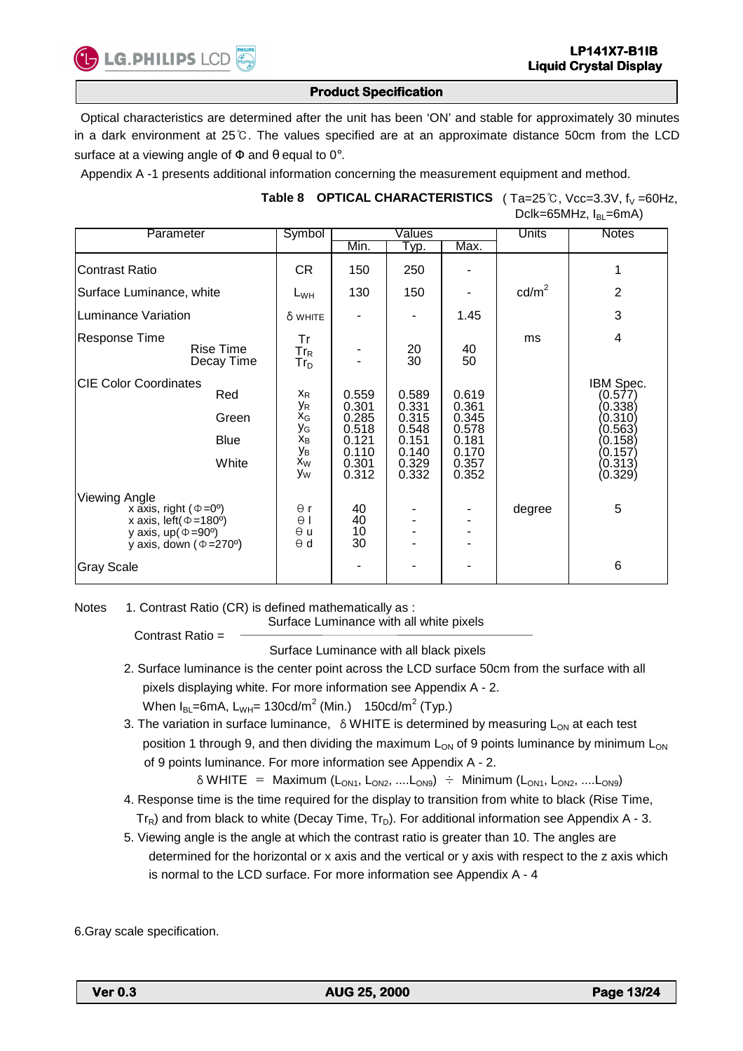## Product Specification

Optical characteristics are determined after the unit has been 'ON' and stable for approximately 30 minutes in a dark environment at 25℃. The values specified are at an approximate distance 50cm from the LCD surface at a viewing angle of Φ and θ equal to 0°.

Appendix A -1 presents additional information concerning the measurement equipment and method.

**Table 8 OPTICAL CHARACTERISTICS** ( Ta=25℃, Vcc=3.3V, $f_V$ =60Hz, Dclk=65MHz, $I_{BL}$=6mA)

| Parameter | | Symbol | Values | | | Units | Notes |
|---|---|---|---|---|---|---|---|
| | | | Min. | Typ. | Max. | | |
| Contrast Ratio | | CR | 150 | 250 | - | | 1 |
| Surface Luminance, white | | $L_{WH}$ | 130 | 150 | - | cd/m$^2$ | 2 |
| Luminance Variation | | δ WHITE | - | - | 1.45 | | 3 |
| Response Time | | Tr | | | | ms | 4 |
| | Rise Time | $Tr_R$ | - | 20 | 40 | | |
| | Decay Time | $Tr_D$ | - | 30 | 50 | | |
| CIE Color Coordinates | | | | | | | IBM Spec. |
| | Red | $x_R$ | 0.559 | 0.589 | 0.619 | | (0.577) |
| | | $y_R$ | 0.301 | 0.331 | 0.361 | | (0.338) |
| | Green | $x_G$ | 0.285 | 0.315 | 0.345 | | (0.310) |
| | | $y_G$ | 0.518 | 0.548 | 0.578 | | (0.563) |
| | Blue | $x_B$ | 0.121 | 0.151 | 0.181 | | (0.158) |
| | | $y_B$ | 0.110 | 0.140 | 0.170 | | (0.157) |
| | White | $x_W$ | 0.301 | 0.329 | 0.357 | | (0.313) |
| | | $y_W$ | 0.312 | 0.332 | 0.352 | | (0.329) |
| Viewing Angle | | | | | | degree | 5 |
| | x axis, right (Φ=0º) | θ r | 40 | - | - | | |
| | x axis, left(Φ=180º) | θ l | 40 | - | - | | |
| | y axis, up(Φ=90º) | θ u | 10 | - | - | | |
| | y axis, down (Φ=270º) | θ d | 30 | - | - | | |
| Gray Scale | | | - | - | - | | 6 |

Notes

1. Contrast Ratio (CR) is defined mathematically as :

$$\text{Contrast Ratio} = \frac{\text{Surface Luminance with all white pixels}}{\text{Surface Luminance with all black pixels}}$$

2. Surface luminance is the center point across the LCD surface 50cm from the surface with all pixels displaying white. For more information see Appendix A - 2.
   When $I_{BL}$=6mA, $L_{WH}$= 130cd/m$^2$ (Min.) 150cd/m$^2$ (Typ.)
3. The variation in surface luminance, δ WHITE is determined by measuring $L_{ON}$ at each test position 1 through 9, and then dividing the maximum $L_{ON}$ of 9 points luminance by minimum $L_{ON}$ of 9 points luminance. For more information see Appendix A - 2.
   δ WHITE = Maximum ($L_{ON1}$, $L_{ON2}$, ....$L_{ON9}$) ÷ Minimum ($L_{ON1}$, $L_{ON2}$, ....$L_{ON9}$)
4. Response time is the time required for the display to transition from white to black (Rise Time, $Tr_R$) and from black to white (Decay Time, $Tr_D$). For additional information see Appendix A - 3.
5. Viewing angle is the angle at which the contrast ratio is greater than 10. The angles are determined for the horizontal or x axis and the vertical or y axis with respect to the z axis which is normal to the LCD surface. For more information see Appendix A - 4

6.Gray scale specification.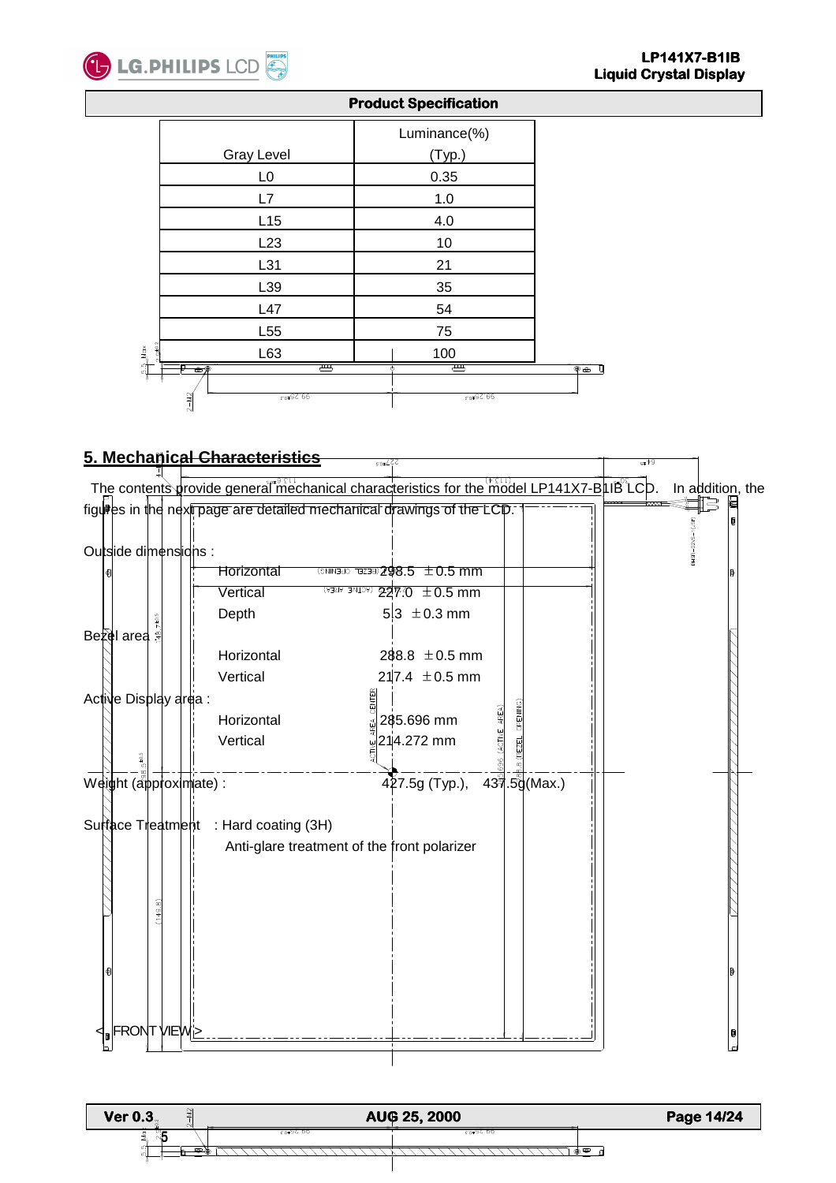| Gray Level | Luminance(%) (Typ.) |
|---|---|
| L0 | 0.35 |
| L7 | 1.0 |
| L15 | 4.0 |
| L23 | 10 |
| L31 | 21 |
| L39 | 35 |
| L47 | 54 |
| L55 | 75 |
| L63 | 100 |

## 5. Mechanical Characteristics

The contents provide general mechanical characteristics for the model LP141X7-B1IB LCD. In addition, the figures in the next page are detailed mechanical drawings of the LCD.

| | | |
|---|---|---|
| Outside dimensions : | Horizontal | 298.5 ±0.5 mm |
| | Vertical | 227.0 ±0.5 mm |
| | Depth | 5.3 ±0.3 mm |
| Bezel area : | Horizontal | 288.8 ±0.5 mm |
| | Vertical | 217.4 ±0.5 mm |
| Active Display area : | Horizontal | 285.696 mm |
| | Vertical | 214.272 mm |
| Weight (approximate) : | | 427.5g (Typ.), 437.5g(Max.) |
| Surface Treatment | : Hard coating (3H) | |
| | Anti-glare treatment of the front polarizer | |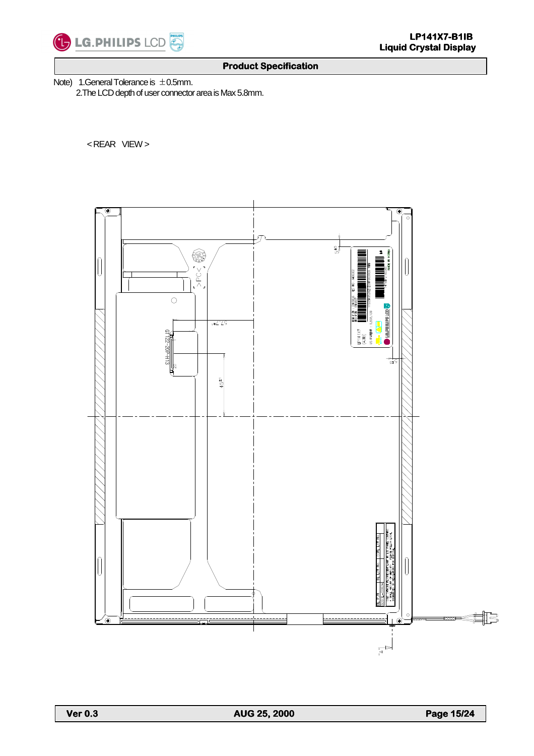Note) 1.General Tolerance is ±0.5mm.

2.The LCD depth of user connector area is Max 5.8mm.

< REAR VIEW >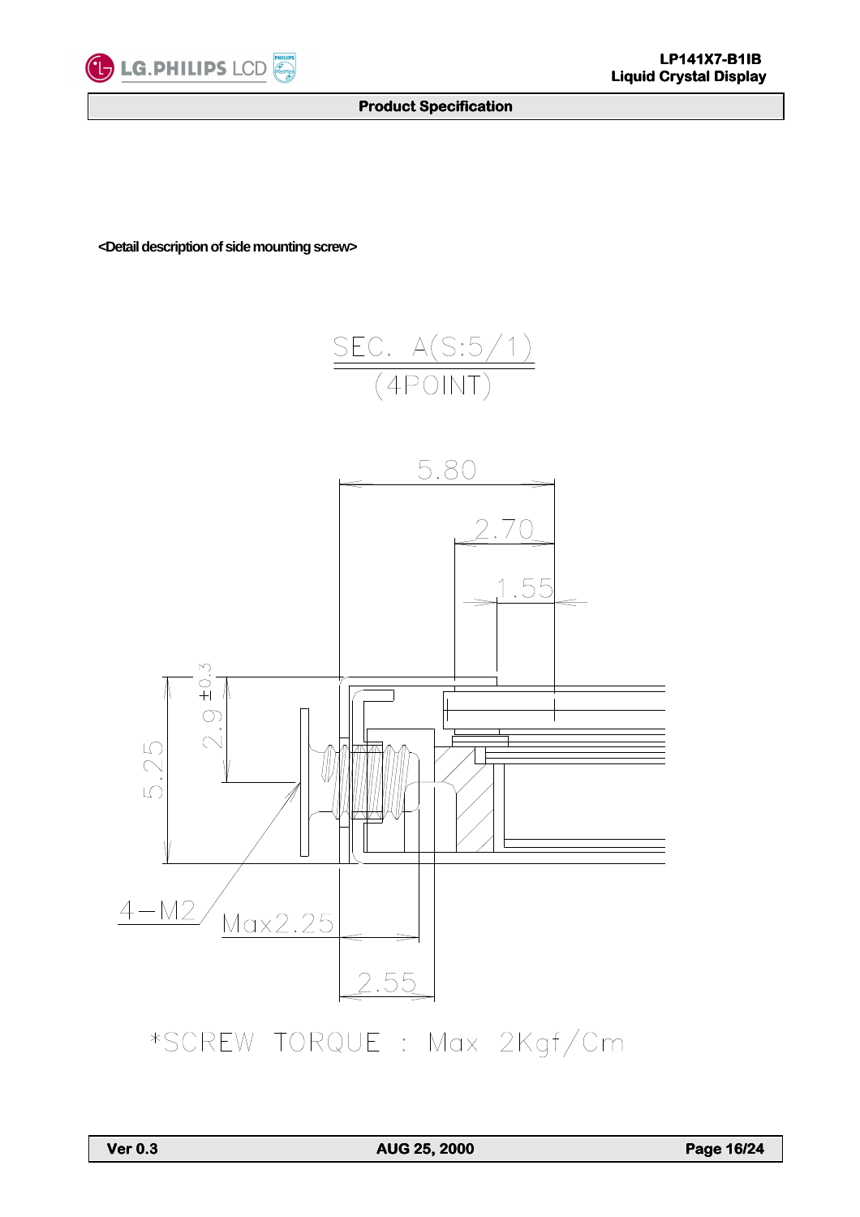<Detail description of side mounting screw>

SEC. A(S:5/1)
(4POINT)

5.80
2.70
1.55
5.25
2.9 ±0.3
4-M2
Max2.25
2.55

*SCREW TORQUE : Max 2Kgf/Cm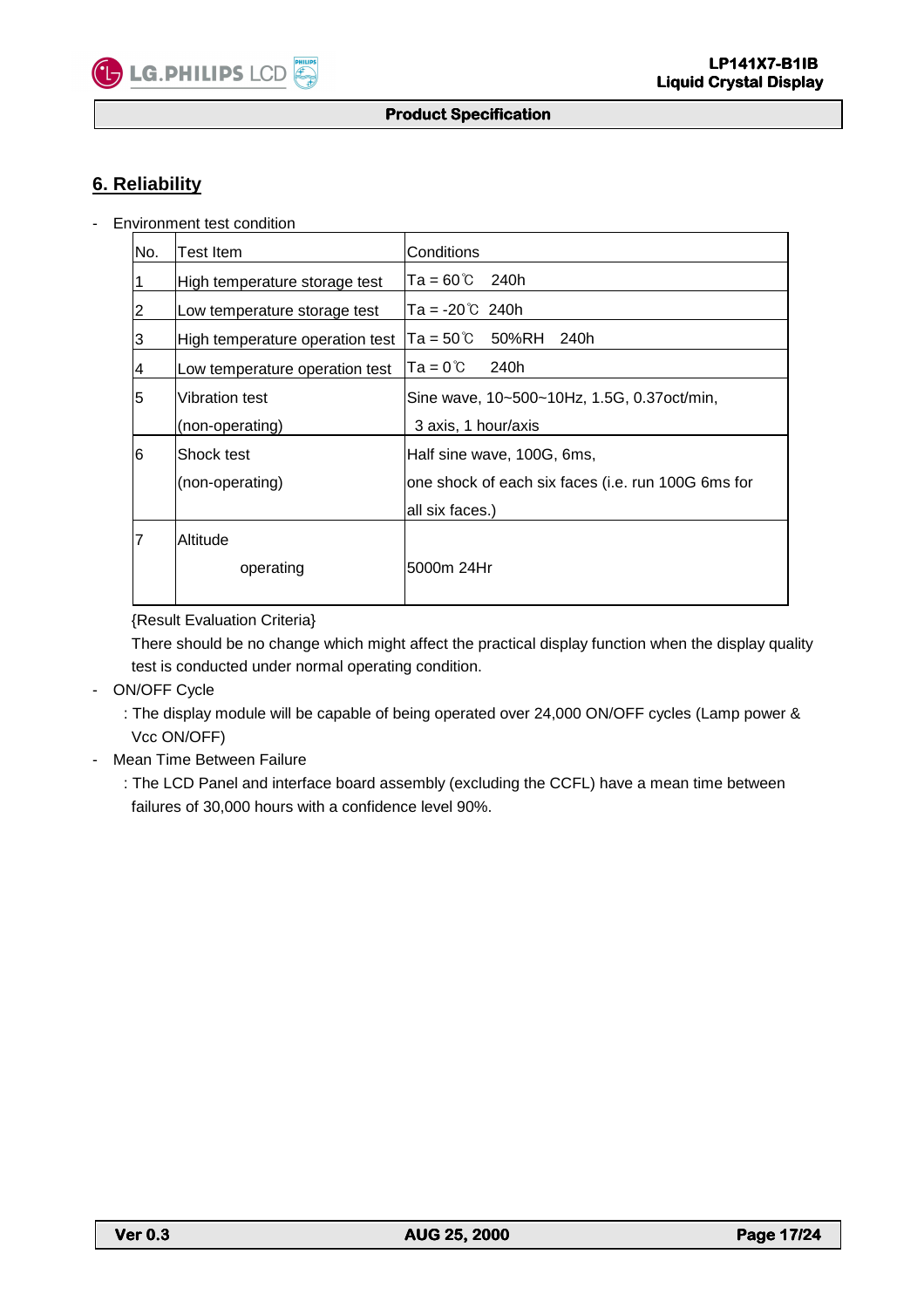## 6. Reliability

- Environment test condition

| No. | Test Item | Conditions |
|---|---|---|
| 1 | High temperature storage test | Ta = 60℃ 240h |
| 2 | Low temperature storage test | Ta = -20℃ 240h |
| 3 | High temperature operation test | Ta = 50℃ 50%RH 240h |
| 4 | Low temperature operation test | Ta = 0℃ 240h |
| 5 | Vibration test (non-operating) | Sine wave, 10~500~10Hz, 1.5G, 0.37oct/min, 3 axis, 1 hour/axis |
| 6 | Shock test (non-operating) | Half sine wave, 100G, 6ms, one shock of each six faces (i.e. run 100G 6ms for all six faces.) |
| 7 | Altitude operating | 5000m 24Hr |

{Result Evaluation Criteria}

There should be no change which might affect the practical display function when the display quality test is conducted under normal operating condition.

- ON/OFF Cycle

  : The display module will be capable of being operated over 24,000 ON/OFF cycles (Lamp power & Vcc ON/OFF)

- Mean Time Between Failure

  : The LCD Panel and interface board assembly (excluding the CCFL) have a mean time between failures of 30,000 hours with a confidence level 90%.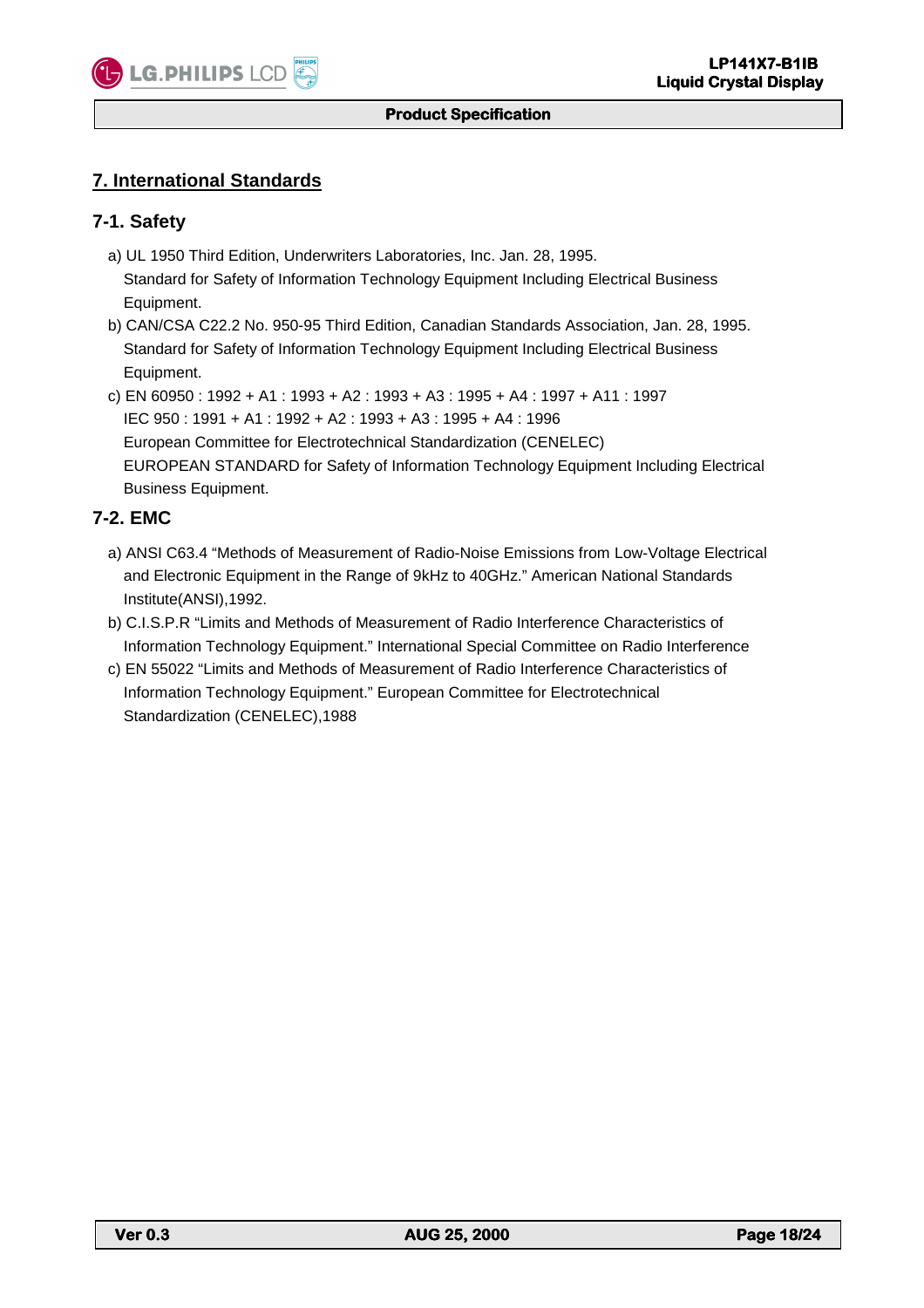## 7. International Standards

### 7-1. Safety

a) UL 1950 Third Edition, Underwriters Laboratories, Inc. Jan. 28, 1995.
   Standard for Safety of Information Technology Equipment Including Electrical Business Equipment.

b) CAN/CSA C22.2 No. 950-95 Third Edition, Canadian Standards Association, Jan. 28, 1995.
   Standard for Safety of Information Technology Equipment Including Electrical Business Equipment.

c) EN 60950 : 1992 + A1 : 1993 + A2 : 1993 + A3 : 1995 + A4 : 1997 + A11 : 1997
   IEC 950 : 1991 + A1 : 1992 + A2 : 1993 + A3 : 1995 + A4 : 1996
   European Committee for Electrotechnical Standardization (CENELEC)
   EUROPEAN STANDARD for Safety of Information Technology Equipment Including Electrical Business Equipment.

### 7-2. EMC

a) ANSI C63.4 "Methods of Measurement of Radio-Noise Emissions from Low-Voltage Electrical and Electronic Equipment in the Range of 9kHz to 40GHz." American National Standards Institute(ANSI),1992.

b) C.I.S.P.R "Limits and Methods of Measurement of Radio Interference Characteristics of Information Technology Equipment." International Special Committee on Radio Interference

c) EN 55022 "Limits and Methods of Measurement of Radio Interference Characteristics of Information Technology Equipment." European Committee for Electrotechnical Standardization (CENELEC),1988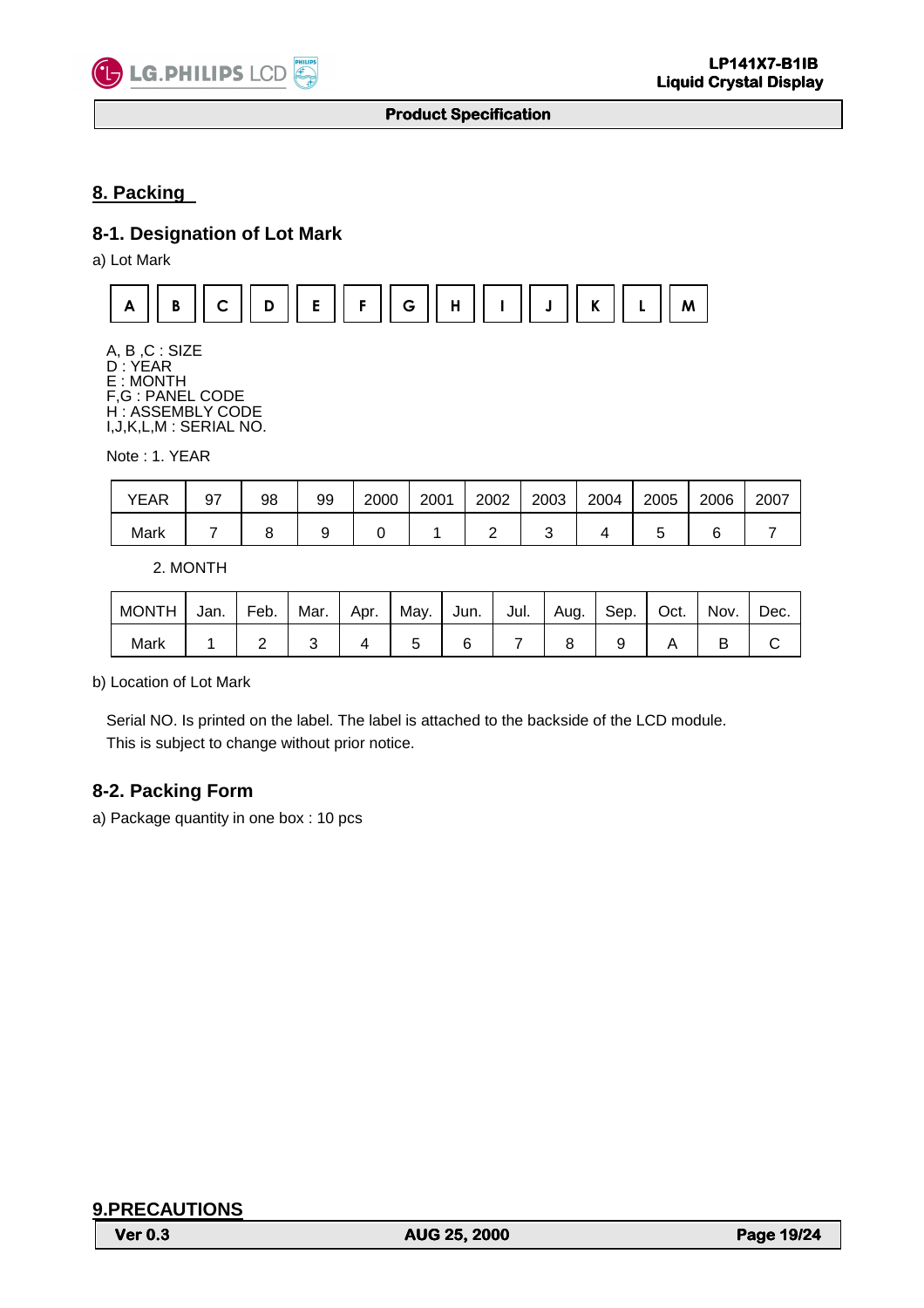## 8. Packing

### 8-1. Designation of Lot Mark

a) Lot Mark

| A | B | C | D | E | F | G | H | I | J | K | L | M |
|---|---|---|---|---|---|---|---|---|---|---|---|---|

A, B ,C : SIZE
D : YEAR
E : MONTH
F,G : PANEL CODE
H : ASSEMBLY CODE
I,J,K,L,M : SERIAL NO.

Note : 1. YEAR

| YEAR | 97 | 98 | 99 | 2000 | 2001 | 2002 | 2003 | 2004 | 2005 | 2006 | 2007 |
|---|---|---|---|---|---|---|---|---|---|---|---|
| Mark | 7 | 8 | 9 | 0 | 1 | 2 | 3 | 4 | 5 | 6 | 7 |

2. MONTH

| MONTH | Jan. | Feb. | Mar. | Apr. | May. | Jun. | Jul. | Aug. | Sep. | Oct. | Nov. | Dec. |
|---|---|---|---|---|---|---|---|---|---|---|---|---|
| Mark | 1 | 2 | 3 | 4 | 5 | 6 | 7 | 8 | 9 | A | B | C |

b) Location of Lot Mark

Serial NO. Is printed on the label. The label is attached to the backside of the LCD module.
This is subject to change without prior notice.

### 8-2. Packing Form

a) Package quantity in one box : 10 pcs

## 9.PRECAUTIONS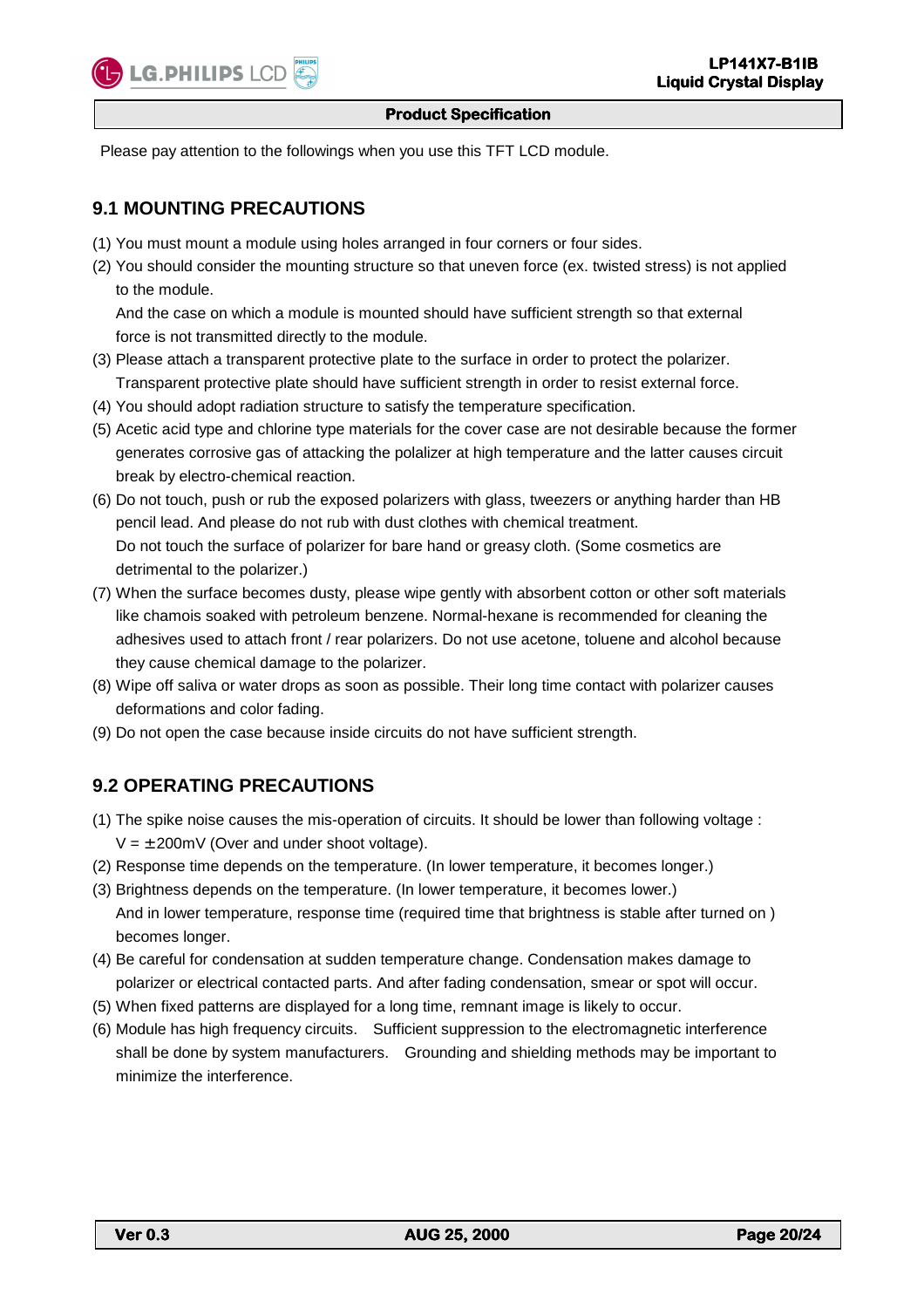Please pay attention to the followings when you use this TFT LCD module.

## 9.1 MOUNTING PRECAUTIONS

(1) You must mount a module using holes arranged in four corners or four sides.

(2) You should consider the mounting structure so that uneven force (ex. twisted stress) is not applied to the module.
And the case on which a module is mounted should have sufficient strength so that external force is not transmitted directly to the module.

(3) Please attach a transparent protective plate to the surface in order to protect the polarizer.
Transparent protective plate should have sufficient strength in order to resist external force.

(4) You should adopt radiation structure to satisfy the temperature specification.

(5) Acetic acid type and chlorine type materials for the cover case are not desirable because the former generates corrosive gas of attacking the polarizer at high temperature and the latter causes circuit break by electro-chemical reaction.

(6) Do not touch, push or rub the exposed polarizers with glass, tweezers or anything harder than HB pencil lead. And please do not rub with dust clothes with chemical treatment.
Do not touch the surface of polarizer for bare hand or greasy cloth. (Some cosmetics are detrimental to the polarizer.)

(7) When the surface becomes dusty, please wipe gently with absorbent cotton or other soft materials like chamois soaked with petroleum benzene. Normal-hexane is recommended for cleaning the adhesives used to attach front / rear polarizers. Do not use acetone, toluene and alcohol because they cause chemical damage to the polarizer.

(8) Wipe off saliva or water drops as soon as possible. Their long time contact with polarizer causes deformations and color fading.

(9) Do not open the case because inside circuits do not have sufficient strength.

## 9.2 OPERATING PRECAUTIONS

(1) The spike noise causes the mis-operation of circuits. It should be lower than following voltage :
$V = \pm 200mV$ (Over and under shoot voltage).

(2) Response time depends on the temperature. (In lower temperature, it becomes longer.)

(3) Brightness depends on the temperature. (In lower temperature, it becomes lower.)
And in lower temperature, response time (required time that brightness is stable after turned on ) becomes longer.

(4) Be careful for condensation at sudden temperature change. Condensation makes damage to polarizer or electrical contacted parts. And after fading condensation, smear or spot will occur.

(5) When fixed patterns are displayed for a long time, remnant image is likely to occur.

(6) Module has high frequency circuits. Sufficient suppression to the electromagnetic interference shall be done by system manufacturers. Grounding and shielding methods may be important to minimize the interference.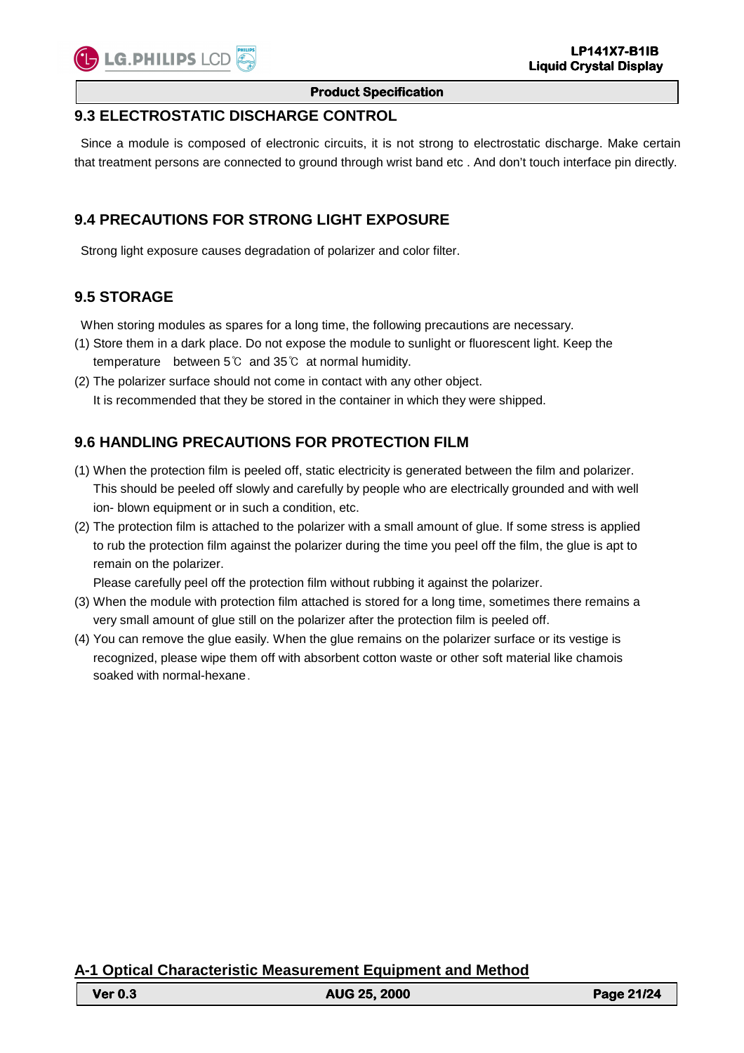### 9.3 ELECTROSTATIC DISCHARGE CONTROL

Since a module is composed of electronic circuits, it is not strong to electrostatic discharge. Make certain that treatment persons are connected to ground through wrist band etc . And don't touch interface pin directly.

### 9.4 PRECAUTIONS FOR STRONG LIGHT EXPOSURE

Strong light exposure causes degradation of polarizer and color filter.

### 9.5 STORAGE

When storing modules as spares for a long time, the following precautions are necessary.

(1) Store them in a dark place. Do not expose the module to sunlight or fluorescent light. Keep the temperature between 5℃ and 35℃ at normal humidity.

(2) The polarizer surface should not come in contact with any other object. It is recommended that they be stored in the container in which they were shipped.

### 9.6 HANDLING PRECAUTIONS FOR PROTECTION FILM

(1) When the protection film is peeled off, static electricity is generated between the film and polarizer. This should be peeled off slowly and carefully by people who are electrically grounded and with well ion- blown equipment or in such a condition, etc.

(2) The protection film is attached to the polarizer with a small amount of glue. If some stress is applied to rub the protection film against the polarizer during the time you peel off the film, the glue is apt to remain on the polarizer.
Please carefully peel off the protection film without rubbing it against the polarizer.

(3) When the module with protection film attached is stored for a long time, sometimes there remains a very small amount of glue still on the polarizer after the protection film is peeled off.

(4) You can remove the glue easily. When the glue remains on the polarizer surface or its vestige is recognized, please wipe them off with absorbent cotton waste or other soft material like chamois soaked with normal-hexane.

## A-1 Optical Characteristic Measurement Equipment and Method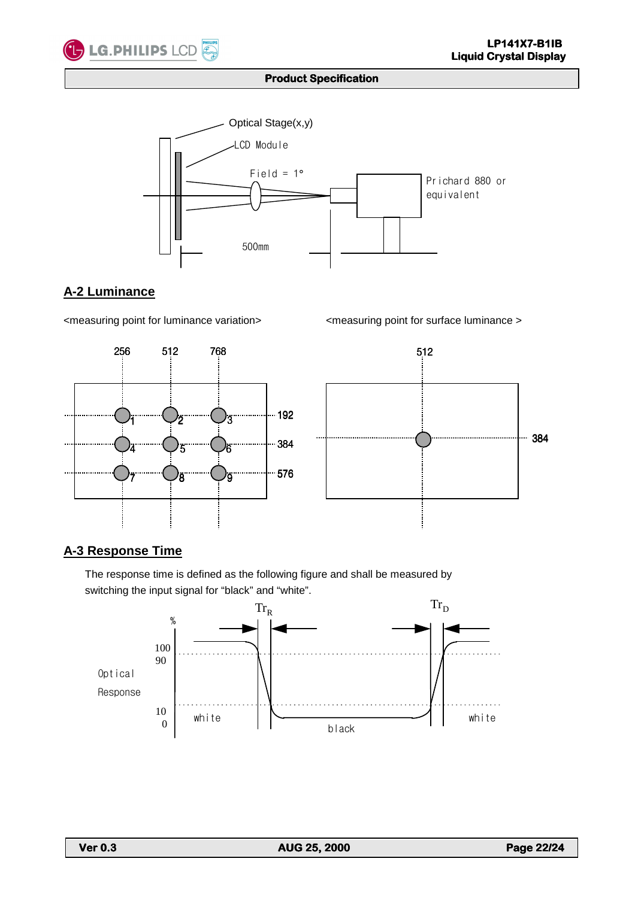Optical Stage(x,y)

LCD Module

Field = 1°

Prichard 880 or equivalent

500mm

## A-2 Luminance

<measuring point for luminance variation>

256 512 768

192 384 576

1 2 3 4 5 6 7 8 9

<measuring point for surface luminance >

512

384

## A-3 Response Time

The response time is defined as the following figure and shall be measured by switching the input signal for "black" and "white".

$Tr_R$ $Tr_D$

%

100
90

Optical Response

10
0

white black white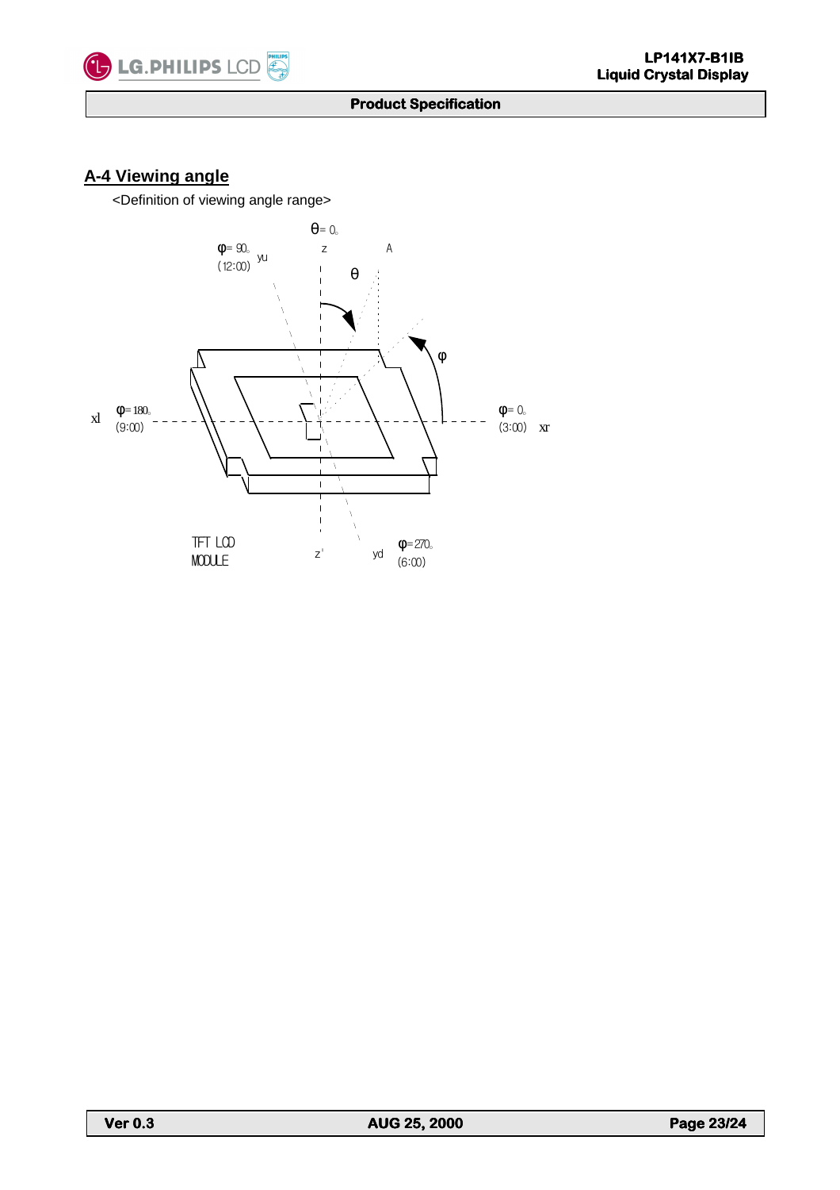## A-4 Viewing angle

<Definition of viewing angle range>

θ= 0°

φ= 90°
(12:00)
yu
z
A
θ
φ
xl
φ=180°
(9:00)
φ= 0°
(3:00)
xr
TFT LCD
MODULE
z'
yd
φ=270°
(6:00)